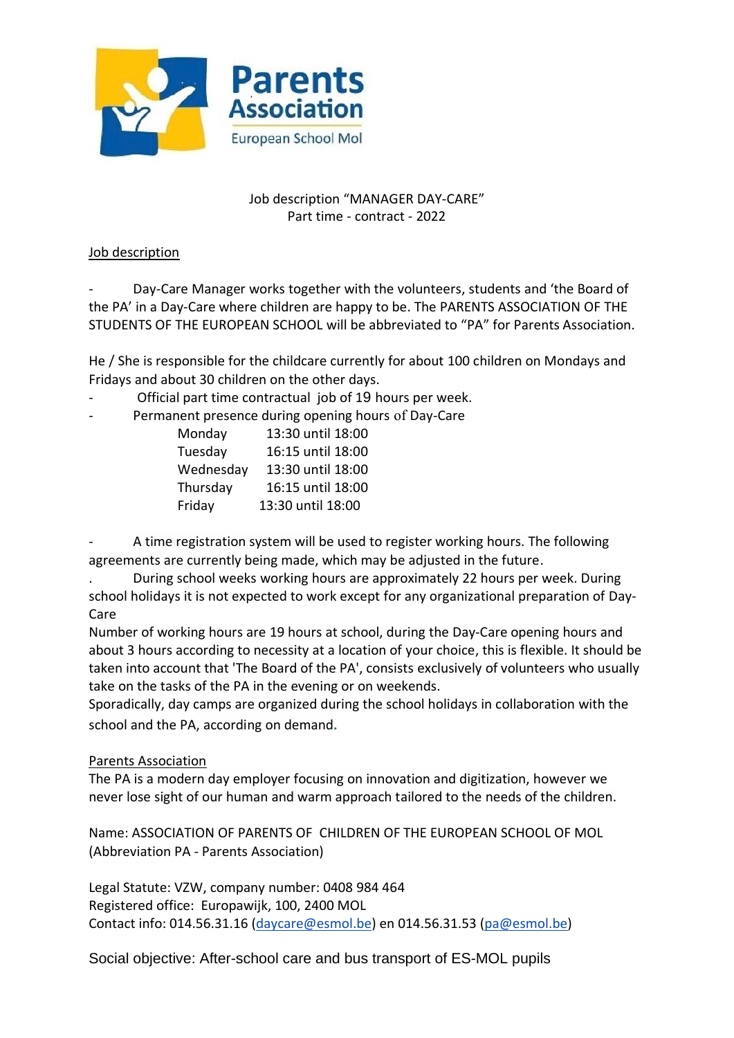Parents Association

European School Mol

Job description "MANAGER DAY-CARE"
Part time - contract - 2022

Job description

- Day-Care Manager works together with the volunteers, students and 'the Board of the PA' in a Day-Care where children are happy to be. The PARENTS ASSOCIATION OF THE STUDENTS OF THE EUROPEAN SCHOOL will be abbreviated to "PA" for Parents Association.

He / She is responsible for the childcare currently for about 100 children on Mondays and Fridays and about 30 children on the other days.

- Official part time contractual job of 19 hours per week.
- Permanent presence during opening hours of Day-Care

| | |
|---|---|
| Monday | 13:30 until 18:00 |
| Tuesday | 16:15 until 18:00 |
| Wednesday | 13:30 until 18:00 |
| Thursday | 16:15 until 18:00 |
| Friday | 13:30 until 18:00 |

- A time registration system will be used to register working hours. The following agreements are currently being made, which may be adjusted in the future.

. During school weeks working hours are approximately 22 hours per week. During school holidays it is not expected to work except for any organizational preparation of Day-Care

Number of working hours are 19 hours at school, during the Day-Care opening hours and about 3 hours according to necessity at a location of your choice, this is flexible. It should be taken into account that 'The Board of the PA', consists exclusively of volunteers who usually take on the tasks of the PA in the evening or on weekends.

Sporadically, day camps are organized during the school holidays in collaboration with the school and the PA, according on demand.

Parents Association

The PA is a modern day employer focusing on innovation and digitization, however we never lose sight of our human and warm approach tailored to the needs of the children.

Name: ASSOCIATION OF PARENTS OF CHILDREN OF THE EUROPEAN SCHOOL OF MOL (Abbreviation PA - Parents Association)

Legal Statute: VZW, company number: 0408 984 464
Registered office: Europawijk, 100, 2400 MOL
Contact info: 014.56.31.16 (daycare@esmol.be) en 014.56.31.53 (pa@esmol.be)

Social objective: After-school care and bus transport of ES-MOL pupils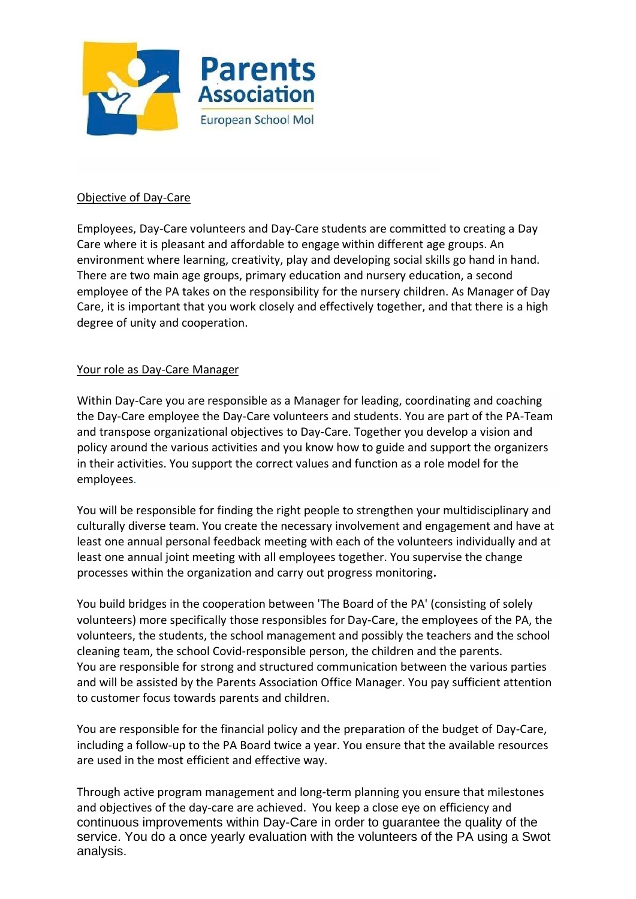Objective of Day-Care

Employees, Day-Care volunteers and Day-Care students are committed to creating a Day Care where it is pleasant and affordable to engage within different age groups. An environment where learning, creativity, play and developing social skills go hand in hand. There are two main age groups, primary education and nursery education, a second employee of the PA takes on the responsibility for the nursery children. As Manager of Day Care, it is important that you work closely and effectively together, and that there is a high degree of unity and cooperation.

Your role as Day-Care Manager

Within Day-Care you are responsible as a Manager for leading, coordinating and coaching the Day-Care employee the Day-Care volunteers and students. You are part of the PA-Team and transpose organizational objectives to Day-Care. Together you develop a vision and policy around the various activities and you know how to guide and support the organizers in their activities. You support the correct values and function as a role model for the employees.

You will be responsible for finding the right people to strengthen your multidisciplinary and culturally diverse team. You create the necessary involvement and engagement and have at least one annual personal feedback meeting with each of the volunteers individually and at least one annual joint meeting with all employees together. You supervise the change processes within the organization and carry out progress monitoring.

You build bridges in the cooperation between 'The Board of the PA' (consisting of solely volunteers) more specifically those responsibles for Day-Care, the employees of the PA, the volunteers, the students, the school management and possibly the teachers and the school cleaning team, the school Covid-responsible person, the children and the parents.
You are responsible for strong and structured communication between the various parties and will be assisted by the Parents Association Office Manager. You pay sufficient attention to customer focus towards parents and children.

You are responsible for the financial policy and the preparation of the budget of Day-Care, including a follow-up to the PA Board twice a year. You ensure that the available resources are used in the most efficient and effective way.

Through active program management and long-term planning you ensure that milestones and objectives of the day-care are achieved. You keep a close eye on efficiency and continuous improvements within Day-Care in order to guarantee the quality of the service. You do a once yearly evaluation with the volunteers of the PA using a Swot analysis.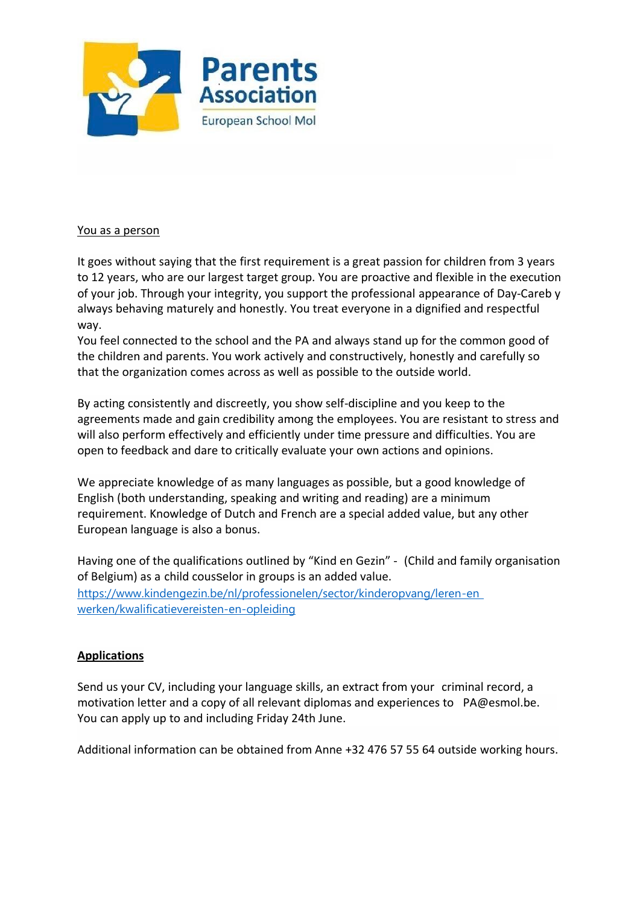Parents Association

European School Mol

You as a person

It goes without saying that the first requirement is a great passion for children from 3 years to 12 years, who are our largest target group. You are proactive and flexible in the execution of your job. Through your integrity, you support the professional appearance of Day-Careb y always behaving maturely and honestly. You treat everyone in a dignified and respectful way.
You feel connected to the school and the PA and always stand up for the common good of the children and parents. You work actively and constructively, honestly and carefully so that the organization comes across as well as possible to the outside world.

By acting consistently and discreetly, you show self-discipline and you keep to the agreements made and gain credibility among the employees. You are resistant to stress and will also perform effectively and efficiently under time pressure and difficulties. You are open to feedback and dare to critically evaluate your own actions and opinions.

We appreciate knowledge of as many languages as possible, but a good knowledge of English (both understanding, speaking and writing and reading) are a minimum requirement. Knowledge of Dutch and French are a special added value, but any other European language is also a bonus.

Having one of the qualifications outlined by “Kind en Gezin” - (Child and family organisation of Belgium) as a child cousSelor in groups is an added value.
https://www.kindengezin.be/nl/professionelen/sector/kinderopvang/leren-en werken/kwalificatievereisten-en-opleiding

**Applications**

Send us your CV, including your language skills, an extract from your criminal record, a motivation letter and a copy of all relevant diplomas and experiences to PA@esmol.be. You can apply up to and including Friday 24th June.

Additional information can be obtained from Anne +32 476 57 55 64 outside working hours.